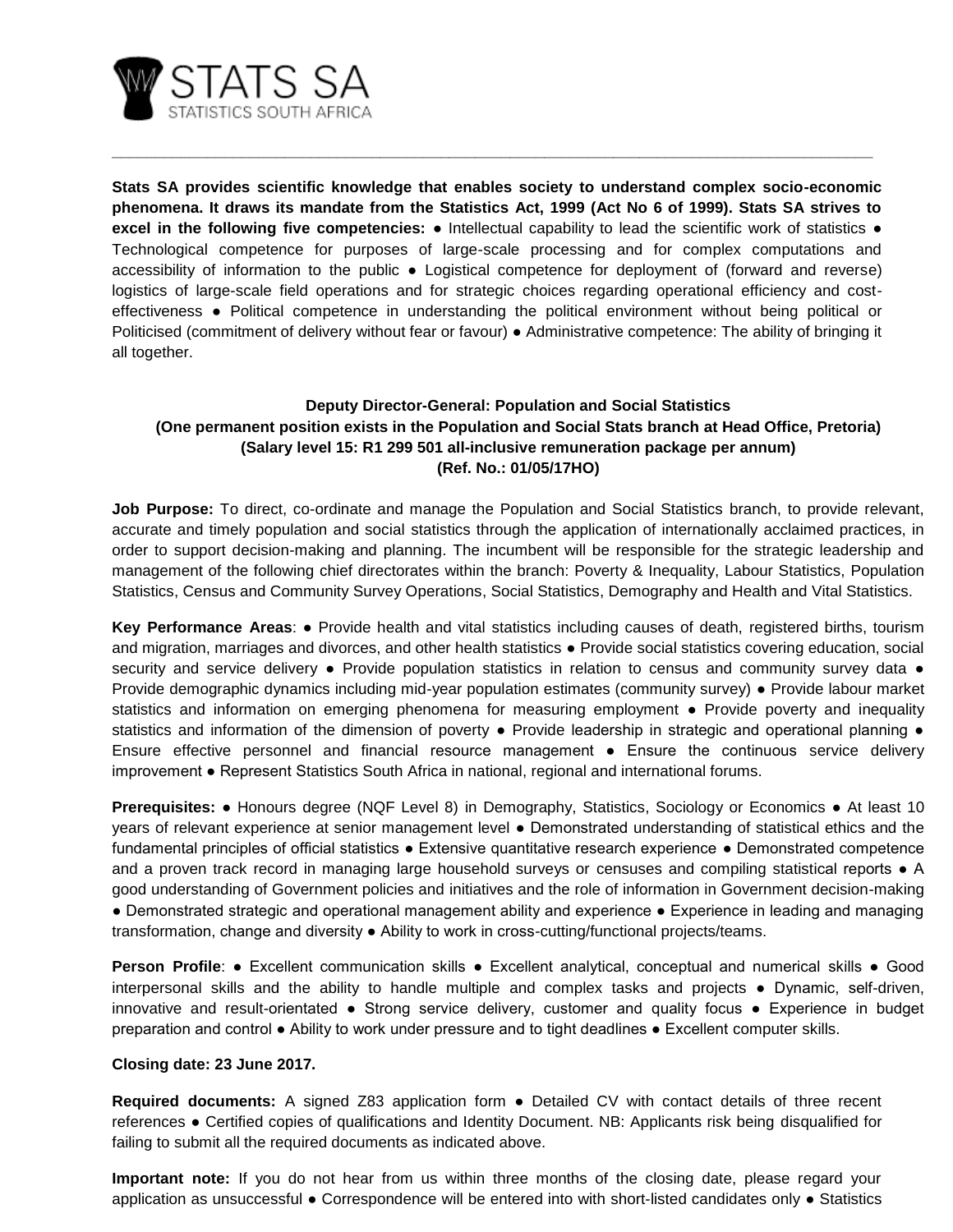STATS SA
STATISTICS SOUTH AFRICA

**Stats SA provides scientific knowledge that enables society to understand complex socio-economic phenomena. It draws its mandate from the Statistics Act, 1999 (Act No 6 of 1999). Stats SA strives to excel in the following five competencies:** ● Intellectual capability to lead the scientific work of statistics ● Technological competence for purposes of large-scale processing and for complex computations and accessibility of information to the public ● Logistical competence for deployment of (forward and reverse) logistics of large-scale field operations and for strategic choices regarding operational efficiency and cost-effectiveness ● Political competence in understanding the political environment without being political or Politicised (commitment of delivery without fear or favour) ● Administrative competence: The ability of bringing it all together.

**Deputy Director-General: Population and Social Statistics**
**(One permanent position exists in the Population and Social Stats branch at Head Office, Pretoria)**
**(Salary level 15: R1 299 501 all-inclusive remuneration package per annum)**
**(Ref. No.: 01/05/17HO)**

**Job Purpose:** To direct, co-ordinate and manage the Population and Social Statistics branch, to provide relevant, accurate and timely population and social statistics through the application of internationally acclaimed practices, in order to support decision-making and planning. The incumbent will be responsible for the strategic leadership and management of the following chief directorates within the branch: Poverty & Inequality, Labour Statistics, Population Statistics, Census and Community Survey Operations, Social Statistics, Demography and Health and Vital Statistics.

**Key Performance Areas**: ● Provide health and vital statistics including causes of death, registered births, tourism and migration, marriages and divorces, and other health statistics ● Provide social statistics covering education, social security and service delivery ● Provide population statistics in relation to census and community survey data ● Provide demographic dynamics including mid-year population estimates (community survey) ● Provide labour market statistics and information on emerging phenomena for measuring employment ● Provide poverty and inequality statistics and information of the dimension of poverty ● Provide leadership in strategic and operational planning ● Ensure effective personnel and financial resource management ● Ensure the continuous service delivery improvement ● Represent Statistics South Africa in national, regional and international forums.

**Prerequisites:** ● Honours degree (NQF Level 8) in Demography, Statistics, Sociology or Economics ● At least 10 years of relevant experience at senior management level ● Demonstrated understanding of statistical ethics and the fundamental principles of official statistics ● Extensive quantitative research experience ● Demonstrated competence and a proven track record in managing large household surveys or censuses and compiling statistical reports ● A good understanding of Government policies and initiatives and the role of information in Government decision-making ● Demonstrated strategic and operational management ability and experience ● Experience in leading and managing transformation, change and diversity ● Ability to work in cross-cutting/functional projects/teams.

**Person Profile**: ● Excellent communication skills ● Excellent analytical, conceptual and numerical skills ● Good interpersonal skills and the ability to handle multiple and complex tasks and projects ● Dynamic, self-driven, innovative and result-orientated ● Strong service delivery, customer and quality focus ● Experience in budget preparation and control ● Ability to work under pressure and to tight deadlines ● Excellent computer skills.

**Closing date: 23 June 2017.**

**Required documents:** A signed Z83 application form ● Detailed CV with contact details of three recent references ● Certified copies of qualifications and Identity Document. NB: Applicants risk being disqualified for failing to submit all the required documents as indicated above.

**Important note:** If you do not hear from us within three months of the closing date, please regard your application as unsuccessful ● Correspondence will be entered into with short-listed candidates only ● Statistics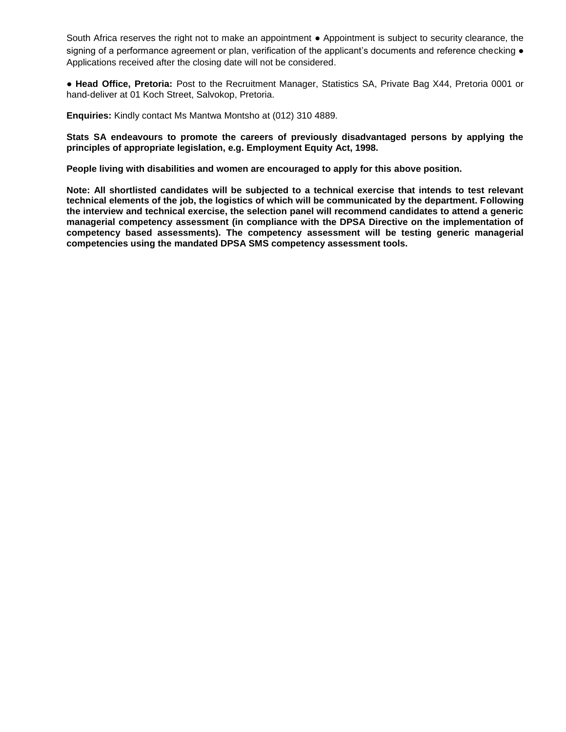South Africa reserves the right not to make an appointment ● Appointment is subject to security clearance, the signing of a performance agreement or plan, verification of the applicant's documents and reference checking ● Applications received after the closing date will not be considered.

● **Head Office, Pretoria:** Post to the Recruitment Manager, Statistics SA, Private Bag X44, Pretoria 0001 or hand-deliver at 01 Koch Street, Salvokop, Pretoria.

**Enquiries:** Kindly contact Ms Mantwa Montsho at (012) 310 4889.

**Stats SA endeavours to promote the careers of previously disadvantaged persons by applying the principles of appropriate legislation, e.g. Employment Equity Act, 1998.**

**People living with disabilities and women are encouraged to apply for this above position.**

**Note: All shortlisted candidates will be subjected to a technical exercise that intends to test relevant technical elements of the job, the logistics of which will be communicated by the department. Following the interview and technical exercise, the selection panel will recommend candidates to attend a generic managerial competency assessment (in compliance with the DPSA Directive on the implementation of competency based assessments). The competency assessment will be testing generic managerial competencies using the mandated DPSA SMS competency assessment tools.**